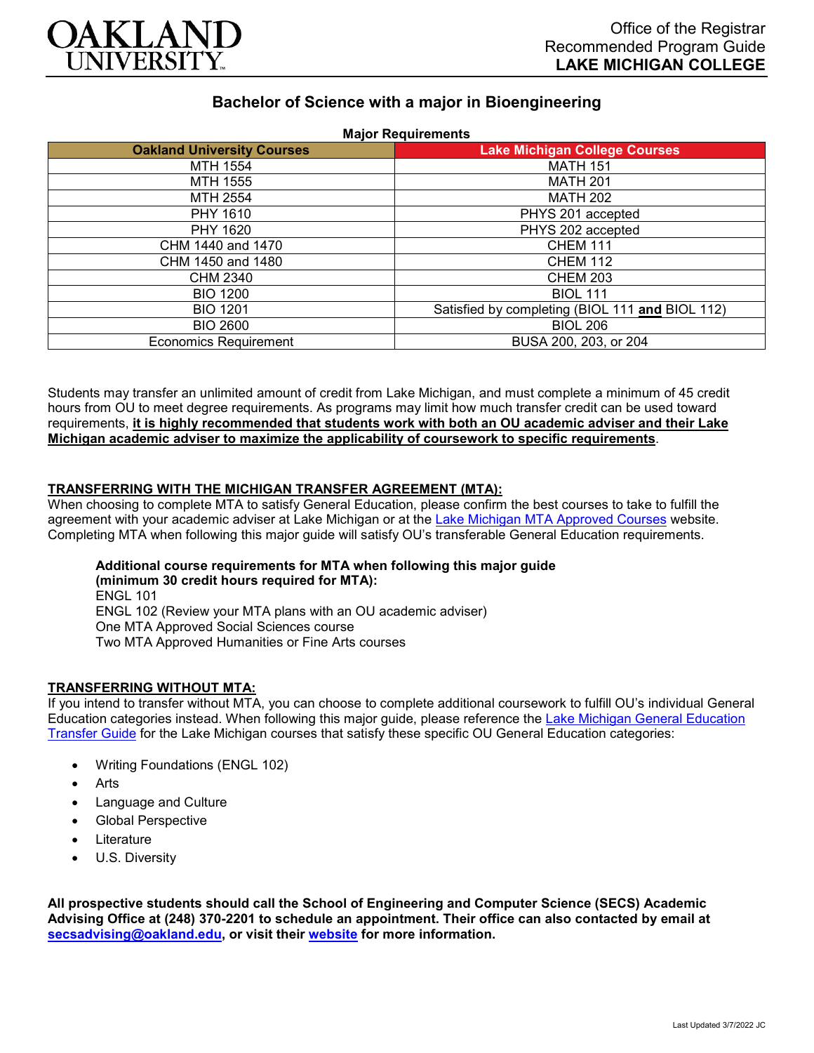OAKLAND UNIVERSITY

Office of the Registrar
Recommended Program Guide
**LAKE MICHIGAN COLLEGE**

## Bachelor of Science with a major in Bioengineering

**Major Requirements**

| Oakland University Courses | Lake Michigan College Courses |
|---|---|
| MTH 1554 | MATH 151 |
| MTH 1555 | MATH 201 |
| MTH 2554 | MATH 202 |
| PHY 1610 | PHYS 201 accepted |
| PHY 1620 | PHYS 202 accepted |
| CHM 1440 and 1470 | CHEM 111 |
| CHM 1450 and 1480 | CHEM 112 |
| CHM 2340 | CHEM 203 |
| BIO 1200 | BIOL 111 |
| BIO 1201 | Satisfied by completing (BIOL 111 **and** BIOL 112) |
| BIO 2600 | BIOL 206 |
| Economics Requirement | BUSA 200, 203, or 204 |

Students may transfer an unlimited amount of credit from Lake Michigan, and must complete a minimum of 45 credit hours from OU to meet degree requirements. As programs may limit how much transfer credit can be used toward requirements, **it is highly recommended that students work with both an OU academic adviser and their Lake Michigan academic adviser to maximize the applicability of coursework to specific requirements**.

**TRANSFERRING WITH THE MICHIGAN TRANSFER AGREEMENT (MTA):**

When choosing to complete MTA to satisfy General Education, please confirm the best courses to take to fulfill the agreement with your academic adviser at Lake Michigan or at the Lake Michigan MTA Approved Courses website. Completing MTA when following this major guide will satisfy OU's transferable General Education requirements.

**Additional course requirements for MTA when following this major guide (minimum 30 credit hours required for MTA):**
ENGL 101
ENGL 102 (Review your MTA plans with an OU academic adviser)
One MTA Approved Social Sciences course
Two MTA Approved Humanities or Fine Arts courses

**TRANSFERRING WITHOUT MTA:**

If you intend to transfer without MTA, you can choose to complete additional coursework to fulfill OU's individual General Education categories instead. When following this major guide, please reference the Lake Michigan General Education Transfer Guide for the Lake Michigan courses that satisfy these specific OU General Education categories:

- Writing Foundations (ENGL 102)
- Arts
- Language and Culture
- Global Perspective
- Literature
- U.S. Diversity

**All prospective students should call the School of Engineering and Computer Science (SECS) Academic Advising Office at (248) 370-2201 to schedule an appointment. Their office can also contacted by email at secsadvising@oakland.edu, or visit their website for more information.**

Last Updated 3/7/2022 JC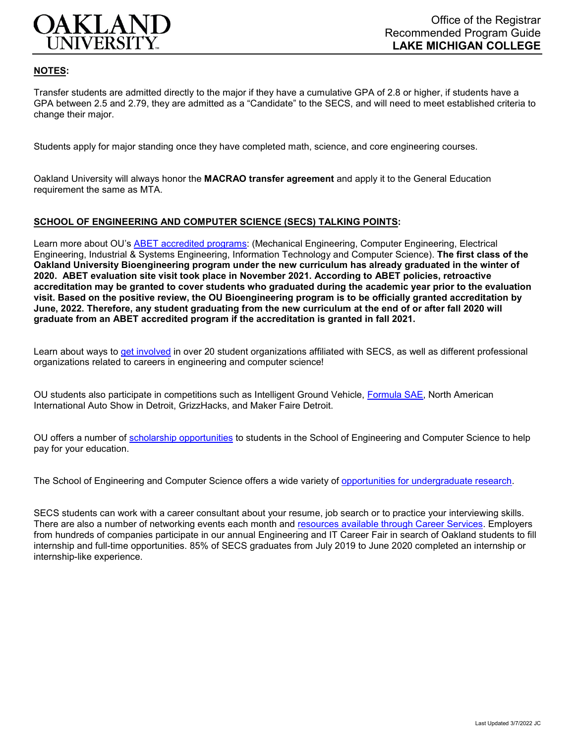**NOTES:**

Transfer students are admitted directly to the major if they have a cumulative GPA of 2.8 or higher, if students have a GPA between 2.5 and 2.79, they are admitted as a "Candidate" to the SECS, and will need to meet established criteria to change their major.

Students apply for major standing once they have completed math, science, and core engineering courses.

Oakland University will always honor the **MACRAO transfer agreement** and apply it to the General Education requirement the same as MTA.

**SCHOOL OF ENGINEERING AND COMPUTER SCIENCE (SECS) TALKING POINTS:**

Learn more about OU's ABET accredited programs: (Mechanical Engineering, Computer Engineering, Electrical Engineering, Industrial & Systems Engineering, Information Technology and Computer Science). **The first class of the Oakland University Bioengineering program under the new curriculum has already graduated in the winter of 2020. ABET evaluation site visit took place in November 2021. According to ABET policies, retroactive accreditation may be granted to cover students who graduated during the academic year prior to the evaluation visit. Based on the positive review, the OU Bioengineering program is to be officially granted accreditation by June, 2022. Therefore, any student graduating from the new curriculum at the end of or after fall 2020 will graduate from an ABET accredited program if the accreditation is granted in fall 2021.**

Learn about ways to get involved in over 20 student organizations affiliated with SECS, as well as different professional organizations related to careers in engineering and computer science!

OU students also participate in competitions such as Intelligent Ground Vehicle, Formula SAE, North American International Auto Show in Detroit, GrizzHacks, and Maker Faire Detroit.

OU offers a number of scholarship opportunities to students in the School of Engineering and Computer Science to help pay for your education.

The School of Engineering and Computer Science offers a wide variety of opportunities for undergraduate research.

SECS students can work with a career consultant about your resume, job search or to practice your interviewing skills. There are also a number of networking events each month and resources available through Career Services. Employers from hundreds of companies participate in our annual Engineering and IT Career Fair in search of Oakland students to fill internship and full-time opportunities. 85% of SECS graduates from July 2019 to June 2020 completed an internship or internship-like experience.